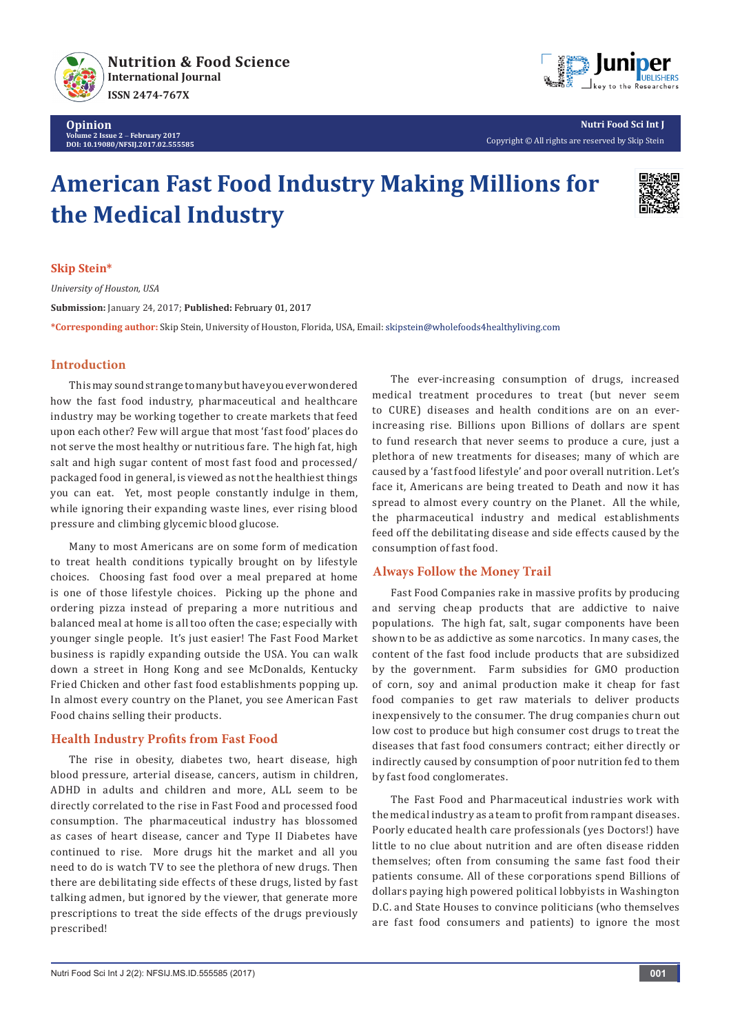# American Fast Food Industry Making Millions for the Medical Industry

**Skip Stein***

*University of Houston, USA*

**Submission:** January 24, 2017; **Published:** February 01, 2017

***Corresponding author:** Skip Stein, University of Houston, Florida, USA, Email: skipstein@wholefoods4healthyliving.com

## Introduction

This may sound strange to many but have you ever wondered how the fast food industry, pharmaceutical and healthcare industry may be working together to create markets that feed upon each other? Few will argue that most 'fast food' places do not serve the most healthy or nutritious fare. The high fat, high salt and high sugar content of most fast food and processed/packaged food in general, is viewed as not the healthiest things you can eat. Yet, most people constantly indulge in them, while ignoring their expanding waste lines, ever rising blood pressure and climbing glycemic blood glucose.

Many to most Americans are on some form of medication to treat health conditions typically brought on by lifestyle choices. Choosing fast food over a meal prepared at home is one of those lifestyle choices. Picking up the phone and ordering pizza instead of preparing a more nutritious and balanced meal at home is all too often the case; especially with younger single people. It's just easier! The Fast Food Market business is rapidly expanding outside the USA. You can walk down a street in Hong Kong and see McDonalds, Kentucky Fried Chicken and other fast food establishments popping up. In almost every country on the Planet, you see American Fast Food chains selling their products.

## Health Industry Profits from Fast Food

The rise in obesity, diabetes two, heart disease, high blood pressure, arterial disease, cancers, autism in children, ADHD in adults and children and more, ALL seem to be directly correlated to the rise in Fast Food and processed food consumption. The pharmaceutical industry has blossomed as cases of heart disease, cancer and Type II Diabetes have continued to rise. More drugs hit the market and all you need to do is watch TV to see the plethora of new drugs. Then there are debilitating side effects of these drugs, listed by fast talking admen, but ignored by the viewer, that generate more prescriptions to treat the side effects of the drugs previously prescribed!

The ever-increasing consumption of drugs, increased medical treatment procedures to treat (but never seem to CURE) diseases and health conditions are on an ever-increasing rise. Billions upon Billions of dollars are spent to fund research that never seems to produce a cure, just a plethora of new treatments for diseases; many of which are caused by a 'fast food lifestyle' and poor overall nutrition. Let's face it, Americans are being treated to Death and now it has spread to almost every country on the Planet. All the while, the pharmaceutical industry and medical establishments feed off the debilitating disease and side effects caused by the consumption of fast food.

## Always Follow the Money Trail

Fast Food Companies rake in massive profits by producing and serving cheap products that are addictive to naive populations. The high fat, salt, sugar components have been shown to be as addictive as some narcotics. In many cases, the content of the fast food include products that are subsidized by the government. Farm subsidies for GMO production of corn, soy and animal production make it cheap for fast food companies to get raw materials to deliver products inexpensively to the consumer. The drug companies churn out low cost to produce but high consumer cost drugs to treat the diseases that fast food consumers contract; either directly or indirectly caused by consumption of poor nutrition fed to them by fast food conglomerates.

The Fast Food and Pharmaceutical industries work with the medical industry as a team to profit from rampant diseases. Poorly educated health care professionals (yes Doctors!) have little to no clue about nutrition and are often disease ridden themselves; often from consuming the same fast food their patients consume. All of these corporations spend Billions of dollars paying high powered political lobbyists in Washington D.C. and State Houses to convince politicians (who themselves are fast food consumers and patients) to ignore the most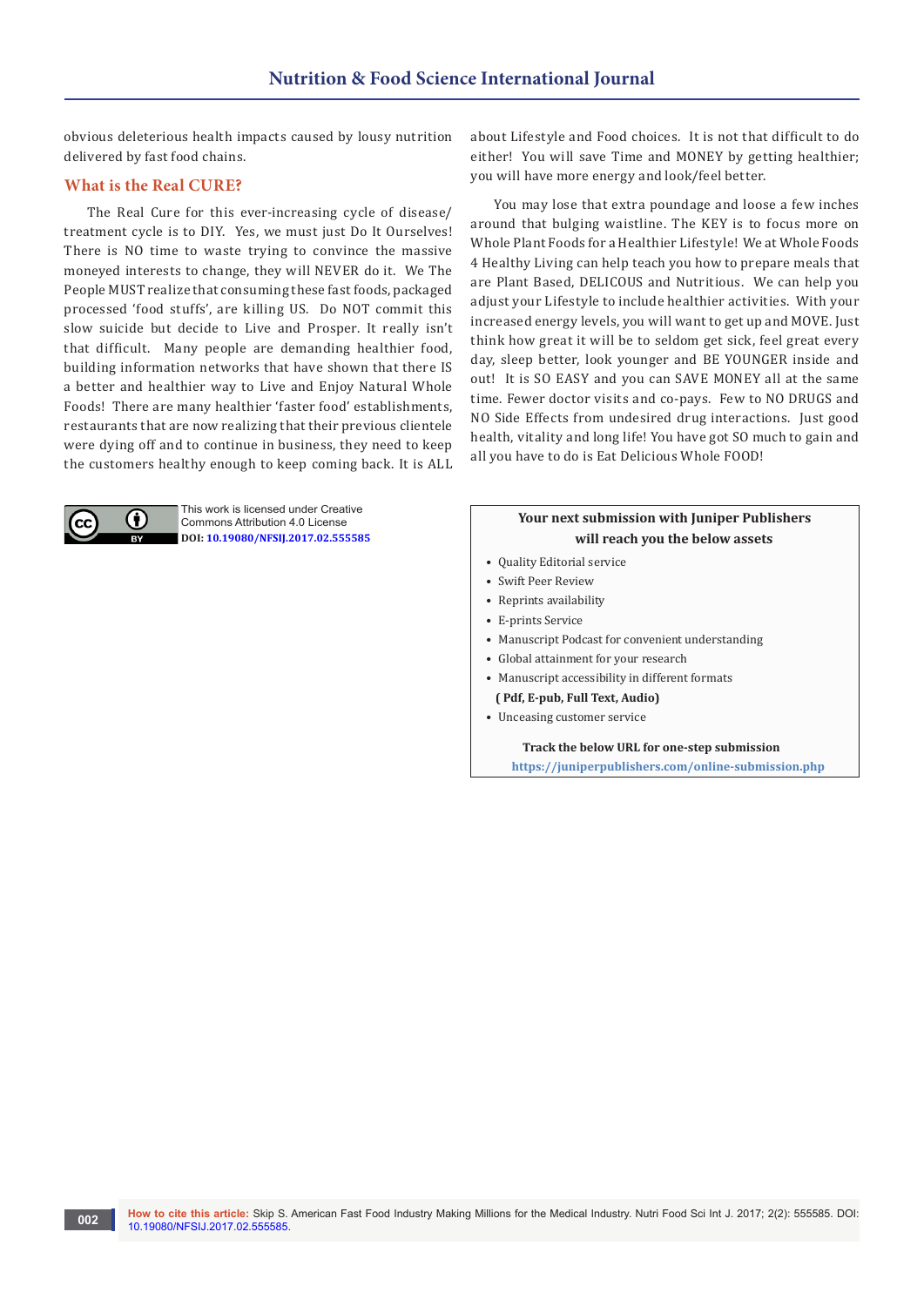obvious deleterious health impacts caused by lousy nutrition delivered by fast food chains.

## What is the Real CURE?

The Real Cure for this ever-increasing cycle of disease/treatment cycle is to DIY. Yes, we must just Do It Ourselves! There is NO time to waste trying to convince the massive moneyed interests to change, they will NEVER do it. We The People MUST realize that consuming these fast foods, packaged processed 'food stuffs', are killing US. Do NOT commit this slow suicide but decide to Live and Prosper. It really isn't that difficult. Many people are demanding healthier food, building information networks that have shown that there IS a better and healthier way to Live and Enjoy Natural Whole Foods! There are many healthier 'faster food' establishments, restaurants that are now realizing that their previous clientele were dying off and to continue in business, they need to keep the customers healthy enough to keep coming back. It is ALL about Lifestyle and Food choices. It is not that difficult to do either! You will save Time and MONEY by getting healthier; you will have more energy and look/feel better.

You may lose that extra poundage and loose a few inches around that bulging waistline. The KEY is to focus more on Whole Plant Foods for a Healthier Lifestyle! We at Whole Foods 4 Healthy Living can help teach you how to prepare meals that are Plant Based, DELICOUS and Nutritious. We can help you adjust your Lifestyle to include healthier activities. With your increased energy levels, you will want to get up and MOVE. Just think how great it will be to seldom get sick, feel great every day, sleep better, look younger and BE YOUNGER inside and out! It is SO EASY and you can SAVE MONEY all at the same time. Fewer doctor visits and co-pays. Few to NO DRUGS and NO Side Effects from undesired drug interactions. Just good health, vitality and long life! You have got SO much to gain and all you have to do is Eat Delicious Whole FOOD!

This work is licensed under Creative Commons Attribution 4.0 License
**DOI:** 10.19080/NFSIJ.2017.02.555585

**Your next submission with Juniper Publishers will reach you the below assets**

- Quality Editorial service
- Swift Peer Review
- Reprints availability
- E-prints Service
- Manuscript Podcast for convenient understanding
- Global attainment for your research
- Manuscript accessibility in different formats
  **( Pdf, E-pub, Full Text, Audio)**
- Unceasing customer service

**Track the below URL for one-step submission**
https://juniperpublishers.com/online-submission.php

**How to cite this article:** Skip S. American Fast Food Industry Making Millions for the Medical Industry. Nutri Food Sci Int J. 2017; 2(2): 555585. DOI: 10.19080/NFSIJ.2017.02.555585.